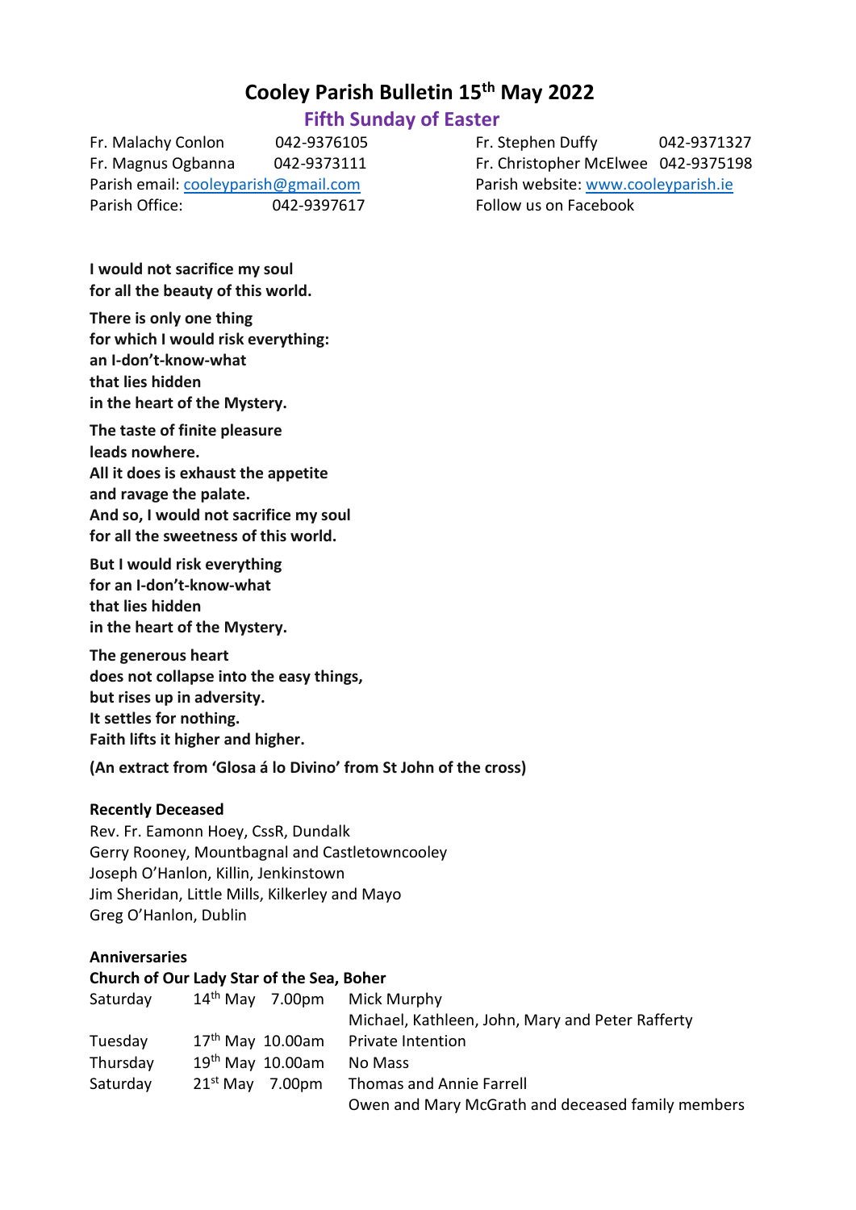# Cooley Parish Bulletin 15th May 2022

## Fifth Sunday of Easter

Fr. Malachy Conlon 042-9376105
Fr. Magnus Ogbanna 042-9373111
Parish email: cooleyparish@gmail.com
Parish Office: 042-9397617

Fr. Stephen Duffy 042-9371327
Fr. Christopher McElwee 042-9375198
Parish website: www.cooleyparish.ie
Follow us on Facebook

**I would not sacrifice my soul**
**for all the beauty of this world.**

**There is only one thing**
**for which I would risk everything:**
**an I-don't-know-what**
**that lies hidden**
**in the heart of the Mystery.**

**The taste of finite pleasure**
**leads nowhere.**
**All it does is exhaust the appetite**
**and ravage the palate.**
**And so, I would not sacrifice my soul**
**for all the sweetness of this world.**

**But I would risk everything**
**for an I-don't-know-what**
**that lies hidden**
**in the heart of the Mystery.**

**The generous heart**
**does not collapse into the easy things,**
**but rises up in adversity.**
**It settles for nothing.**
**Faith lifts it higher and higher.**

**(An extract from 'Glosa á lo Divino' from St John of the cross)**

**Recently Deceased**

Rev. Fr. Eamonn Hoey, CssR, Dundalk
Gerry Rooney, Mountbagnal and Castletowncooley
Joseph O'Hanlon, Killin, Jenkinstown
Jim Sheridan, Little Mills, Kilkerley and Mayo
Greg O'Hanlon, Dublin

**Anniversaries**

**Church of Our Lady Star of the Sea, Boher**

| | | | |
|---|---|---|---|
| Saturday | 14th May | 7.00pm | Mick Murphy |
| | | | Michael, Kathleen, John, Mary and Peter Rafferty |
| Tuesday | 17th May | 10.00am | Private Intention |
| Thursday | 19th May | 10.00am | No Mass |
| Saturday | 21st May | 7.00pm | Thomas and Annie Farrell |
| | | | Owen and Mary McGrath and deceased family members |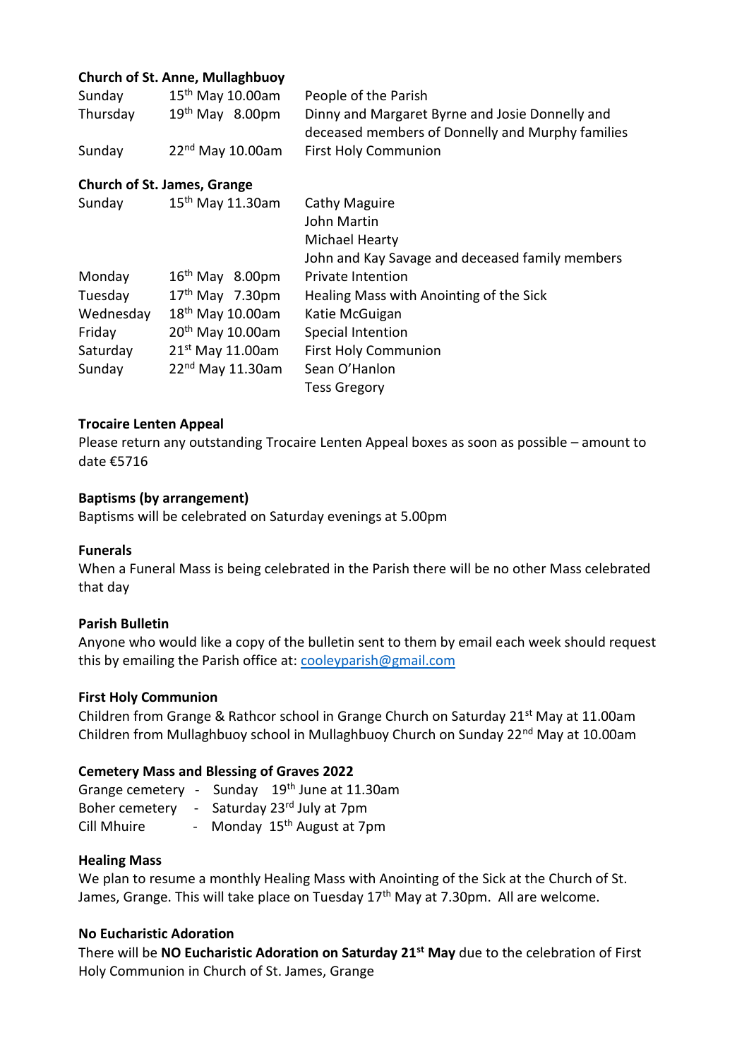**Church of St. Anne, Mullaghbuoy**

| | | |
|---|---|---|
| Sunday | 15th May 10.00am | People of the Parish |
| Thursday | 19th May 8.00pm | Dinny and Margaret Byrne and Josie Donnelly and deceased members of Donnelly and Murphy families |
| Sunday | 22nd May 10.00am | First Holy Communion |

**Church of St. James, Grange**

| | | |
|---|---|---|
| Sunday | 15th May 11.30am | Cathy Maguire<br>John Martin<br>Michael Hearty<br>John and Kay Savage and deceased family members |
| Monday | 16th May 8.00pm | Private Intention |
| Tuesday | 17th May 7.30pm | Healing Mass with Anointing of the Sick |
| Wednesday | 18th May 10.00am | Katie McGuigan |
| Friday | 20th May 10.00am | Special Intention |
| Saturday | 21st May 11.00am | First Holy Communion |
| Sunday | 22nd May 11.30am | Sean O'Hanlon<br>Tess Gregory |

**Trocaire Lenten Appeal**

Please return any outstanding Trocaire Lenten Appeal boxes as soon as possible – amount to date €5716

**Baptisms (by arrangement)**

Baptisms will be celebrated on Saturday evenings at 5.00pm

**Funerals**

When a Funeral Mass is being celebrated in the Parish there will be no other Mass celebrated that day

**Parish Bulletin**

Anyone who would like a copy of the bulletin sent to them by email each week should request this by emailing the Parish office at: cooleyparish@gmail.com

**First Holy Communion**

Children from Grange & Rathcor school in Grange Church on Saturday 21st May at 11.00am
Children from Mullaghbuoy school in Mullaghbuoy Church on Sunday 22nd May at 10.00am

**Cemetery Mass and Blessing of Graves 2022**

Grange cemetery - Sunday 19th June at 11.30am
Boher cemetery - Saturday 23rd July at 7pm
Cill Mhuire - Monday 15th August at 7pm

**Healing Mass**

We plan to resume a monthly Healing Mass with Anointing of the Sick at the Church of St. James, Grange. This will take place on Tuesday 17th May at 7.30pm. All are welcome.

**No Eucharistic Adoration**

There will be **NO Eucharistic Adoration on Saturday 21st May** due to the celebration of First Holy Communion in Church of St. James, Grange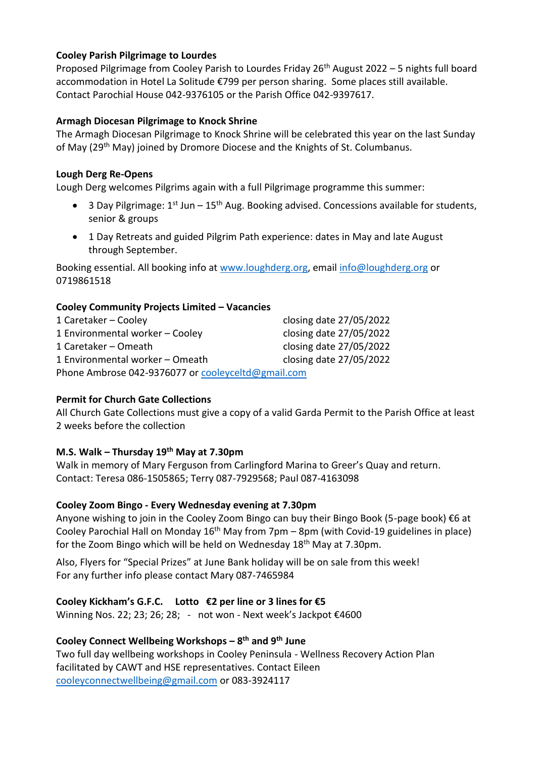**Cooley Parish Pilgrimage to Lourdes**

Proposed Pilgrimage from Cooley Parish to Lourdes Friday 26th August 2022 – 5 nights full board accommodation in Hotel La Solitude €799 per person sharing. Some places still available. Contact Parochial House 042-9376105 or the Parish Office 042-9397617.

**Armagh Diocesan Pilgrimage to Knock Shrine**

The Armagh Diocesan Pilgrimage to Knock Shrine will be celebrated this year on the last Sunday of May (29th May) joined by Dromore Diocese and the Knights of St. Columbanus.

**Lough Derg Re-Opens**

Lough Derg welcomes Pilgrims again with a full Pilgrimage programme this summer:

- 3 Day Pilgrimage: 1st Jun – 15th Aug. Booking advised. Concessions available for students, senior & groups
- 1 Day Retreats and guided Pilgrim Path experience: dates in May and late August through September.

Booking essential. All booking info at www.loughderg.org, email info@loughderg.org or 0719861518

**Cooley Community Projects Limited – Vacancies**

| | |
|---|---|
| 1 Caretaker – Cooley | closing date 27/05/2022 |
| 1 Environmental worker – Cooley | closing date 27/05/2022 |
| 1 Caretaker – Omeath | closing date 27/05/2022 |
| 1 Environmental worker – Omeath | closing date 27/05/2022 |

Phone Ambrose 042-9376077 or cooleyceltd@gmail.com

**Permit for Church Gate Collections**

All Church Gate Collections must give a copy of a valid Garda Permit to the Parish Office at least 2 weeks before the collection

**M.S. Walk – Thursday 19th May at 7.30pm**

Walk in memory of Mary Ferguson from Carlingford Marina to Greer's Quay and return. Contact: Teresa 086-1505865; Terry 087-7929568; Paul 087-4163098

**Cooley Zoom Bingo - Every Wednesday evening at 7.30pm**

Anyone wishing to join in the Cooley Zoom Bingo can buy their Bingo Book (5-page book) €6 at Cooley Parochial Hall on Monday 16th May from 7pm – 8pm (with Covid-19 guidelines in place) for the Zoom Bingo which will be held on Wednesday 18th May at 7.30pm.

Also, Flyers for "Special Prizes" at June Bank holiday will be on sale from this week! For any further info please contact Mary 087-7465984

**Cooley Kickham's G.F.C. Lotto €2 per line or 3 lines for €5**

Winning Nos. 22; 23; 26; 28; - not won - Next week's Jackpot €4600

**Cooley Connect Wellbeing Workshops – 8th and 9th June**

Two full day wellbeing workshops in Cooley Peninsula - Wellness Recovery Action Plan facilitated by CAWT and HSE representatives. Contact Eileen cooleyconnectwellbeing@gmail.com or 083-3924117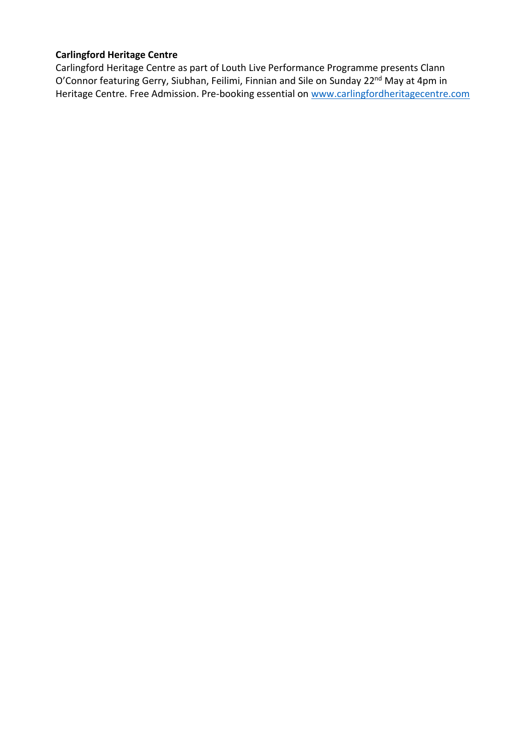**Carlingford Heritage Centre**

Carlingford Heritage Centre as part of Louth Live Performance Programme presents Clann O'Connor featuring Gerry, Siubhan, Feilimi, Finnian and Sile on Sunday 22nd May at 4pm in Heritage Centre. Free Admission. Pre-booking essential on www.carlingfordheritagecentre.com